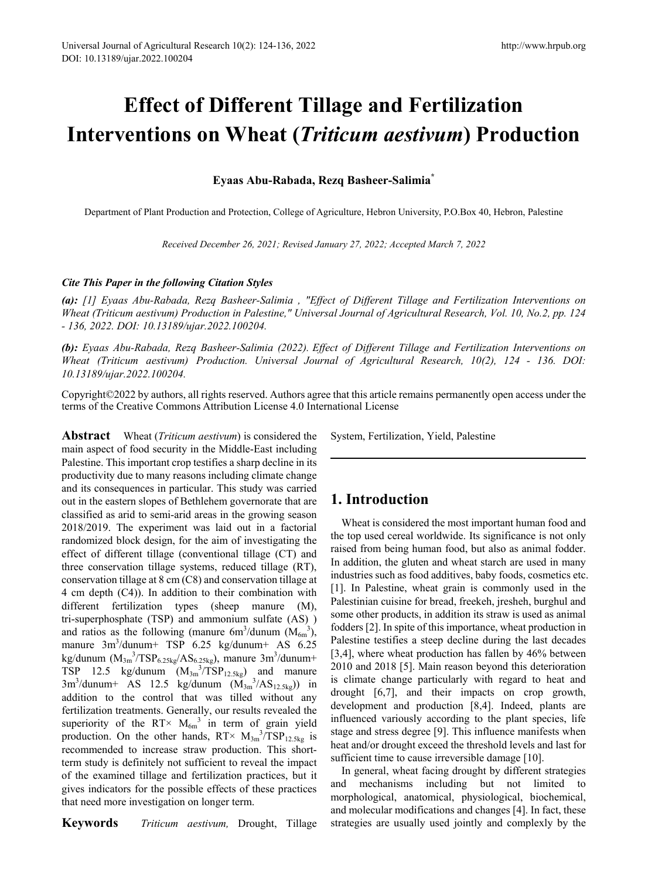# Effect of Different Tillage and Fertilization Interventions on Wheat (*Triticum aestivum*) Production

**Eyaas Abu-Rabada, Rezq Basheer-Salimia***

Department of Plant Production and Protection, College of Agriculture, Hebron University, P.O.Box 40, Hebron, Palestine

*Received December 26, 2021; Revised January 27, 2022; Accepted March 7, 2022*

***Cite This Paper in the following Citation Styles***

***(a):*** *[1] Eyaas Abu-Rabada, Rezq Basheer-Salimia , "Effect of Different Tillage and Fertilization Interventions on Wheat (Triticum aestivum) Production in Palestine," Universal Journal of Agricultural Research, Vol. 10, No.2, pp. 124 - 136, 2022. DOI: 10.13189/ujar.2022.100204.*

***(b):*** *Eyaas Abu-Rabada, Rezq Basheer-Salimia (2022). Effect of Different Tillage and Fertilization Interventions on Wheat (Triticum aestivum) Production. Universal Journal of Agricultural Research, 10(2), 124 - 136. DOI: 10.13189/ujar.2022.100204.*

Copyright©2022 by authors, all rights reserved. Authors agree that this article remains permanently open access under the terms of the Creative Commons Attribution License 4.0 International License

**Abstract** Wheat (*Triticum aestivum*) is considered the main aspect of food security in the Middle-East including Palestine. This important crop testifies a sharp decline in its productivity due to many reasons including climate change and its consequences in particular. This study was carried out in the eastern slopes of Bethlehem governorate that are classified as arid to semi-arid areas in the growing season 2018/2019. The experiment was laid out in a factorial randomized block design, for the aim of investigating the effect of different tillage (conventional tillage (CT) and three conservation tillage systems, reduced tillage (RT), conservation tillage at 8 cm (C8) and conservation tillage at 4 cm depth (C4)). In addition to their combination with different fertilization types (sheep manure (M), tri-superphosphate (TSP) and ammonium sulfate (AS) ) and ratios as the following (manure 6m$^3$/dunum ($M_{6m}{}^3$), manure 3m$^3$/dunum+ TSP 6.25 kg/dunum+ AS 6.25 kg/dunum ($M_{3m}{}^3/TSP_{6.25kg}/AS_{6.25kg}$), manure 3m$^3$/dunum+ TSP 12.5 kg/dunum ($M_{3m}{}^3/TSP_{12.5kg}$) and manure 3m$^3$/dunum+ AS 12.5 kg/dunum ($M_{3m}{}^3/AS_{12.5kg}$)) in addition to the control that was tilled without any fertilization treatments. Generally, our results revealed the superiority of the RT× $M_{6m}{}^3$ in term of grain yield production. On the other hands, RT× $M_{3m}{}^3/TSP_{12.5kg}$ is recommended to increase straw production. This short-term study is definitely not sufficient to reveal the impact of the examined tillage and fertilization practices, but it gives indicators for the possible effects of these practices that need more investigation on longer term.

**Keywords** *Triticum aestivum,* Drought, Tillage System, Fertilization, Yield, Palestine

## 1. Introduction

Wheat is considered the most important human food and the top used cereal worldwide. Its significance is not only raised from being human food, but also as animal fodder. In addition, the gluten and wheat starch are used in many industries such as food additives, baby foods, cosmetics etc. [1]. In Palestine, wheat grain is commonly used in the Palestinian cuisine for bread, freekeh, jresheh, burghul and some other products, in addition its straw is used as animal fodders [2]. In spite of this importance, wheat production in Palestine testifies a steep decline during the last decades [3,4], where wheat production has fallen by 46% between 2010 and 2018 [5]. Main reason beyond this deterioration is climate change particularly with regard to heat and drought [6,7], and their impacts on crop growth, development and production [8,4]. Indeed, plants are influenced variously according to the plant species, life stage and stress degree [9]. This influence manifests when heat and/or drought exceed the threshold levels and last for sufficient time to cause irreversible damage [10].

In general, wheat facing drought by different strategies and mechanisms including but not limited to morphological, anatomical, physiological, biochemical, and molecular modifications and changes [4]. In fact, these strategies are usually used jointly and complexly by the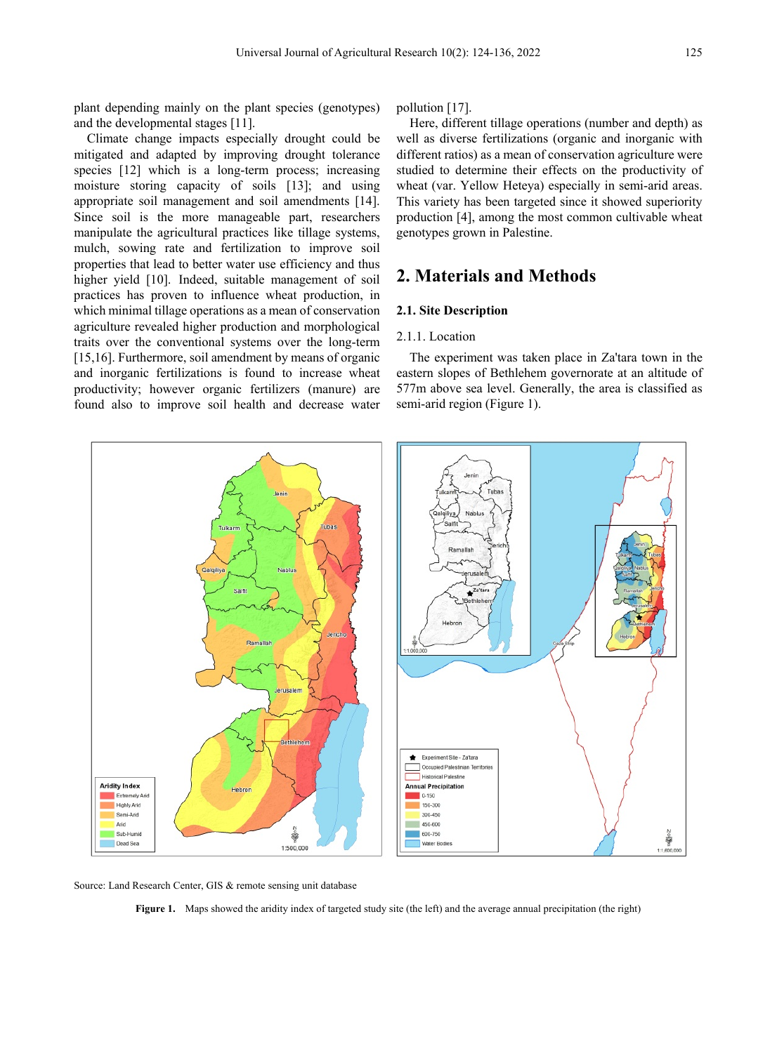plant depending mainly on the plant species (genotypes) and the developmental stages [11].

Climate change impacts especially drought could be mitigated and adapted by improving drought tolerance species [12] which is a long-term process; increasing moisture storing capacity of soils [13]; and using appropriate soil management and soil amendments [14]. Since soil is the more manageable part, researchers manipulate the agricultural practices like tillage systems, mulch, sowing rate and fertilization to improve soil properties that lead to better water use efficiency and thus higher yield [10]. Indeed, suitable management of soil practices has proven to influence wheat production, in which minimal tillage operations as a mean of conservation agriculture revealed higher production and morphological traits over the conventional systems over the long-term [15,16]. Furthermore, soil amendment by means of organic and inorganic fertilizations is found to increase wheat productivity; however organic fertilizers (manure) are found also to improve soil health and decrease water pollution [17].

Here, different tillage operations (number and depth) as well as diverse fertilizations (organic and inorganic with different ratios) as a mean of conservation agriculture were studied to determine their effects on the productivity of wheat (var. Yellow Heteya) especially in semi-arid areas. This variety has been targeted since it showed superiority production [4], among the most common cultivable wheat genotypes grown in Palestine.

# 2. Materials and Methods

## 2.1. Site Description

### 2.1.1. Location

The experiment was taken place in Za'tara town in the eastern slopes of Bethlehem governorate at an altitude of 577m above sea level. Generally, the area is classified as semi-arid region (Figure 1).

Source: Land Research Center, GIS & remote sensing unit database

**Figure 1.** Maps showed the aridity index of targeted study site (the left) and the average annual precipitation (the right)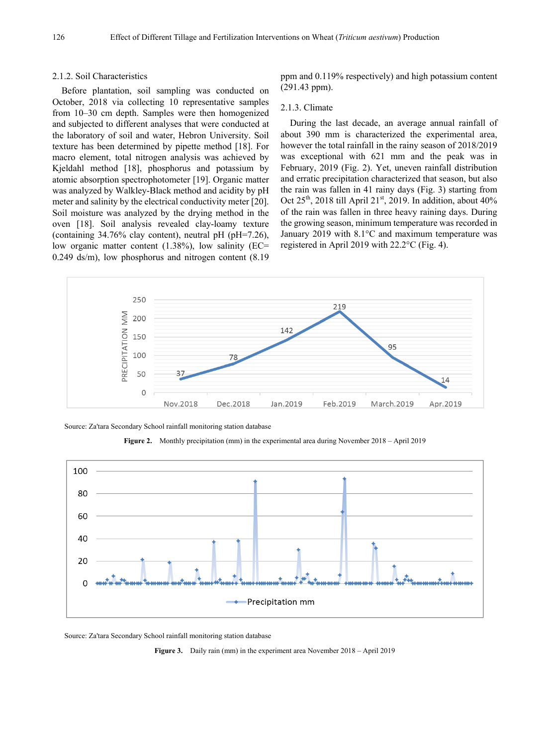#### 2.1.2. Soil Characteristics

Before plantation, soil sampling was conducted on October, 2018 via collecting 10 representative samples from 10–30 cm depth. Samples were then homogenized and subjected to different analyses that were conducted at the laboratory of soil and water, Hebron University. Soil texture has been determined by pipette method [18]. For macro element, total nitrogen analysis was achieved by Kjeldahl method [18], phosphorus and potassium by atomic absorption spectrophotometer [19]. Organic matter was analyzed by Walkley-Black method and acidity by pH meter and salinity by the electrical conductivity meter [20]. Soil moisture was analyzed by the drying method in the oven [18]. Soil analysis revealed clay-loamy texture (containing 34.76% clay content), neutral pH (pH=7.26), low organic matter content (1.38%), low salinity (EC= 0.249 ds/m), low phosphorus and nitrogen content (8.19 ppm and 0.119% respectively) and high potassium content (291.43 ppm).

#### 2.1.3. Climate

During the last decade, an average annual rainfall of about 390 mm is characterized the experimental area, however the total rainfall in the rainy season of 2018/2019 was exceptional with 621 mm and the peak was in February, 2019 (Fig. 2). Yet, uneven rainfall distribution and erratic precipitation characterized that season, but also the rain was fallen in 41 rainy days (Fig. 3) starting from Oct 25[th], 2018 till April 21[st], 2019. In addition, about 40% of the rain was fallen in three heavy raining days. During the growing season, minimum temperature was recorded in January 2019 with 8.1°C and maximum temperature was registered in April 2019 with 22.2°C (Fig. 4).

Source: Za'tara Secondary School rainfall monitoring station database

**Figure 2.** Monthly precipitation (mm) in the experimental area during November 2018 – April 2019

Source: Za'tara Secondary School rainfall monitoring station database

**Figure 3.** Daily rain (mm) in the experiment area November 2018 – April 2019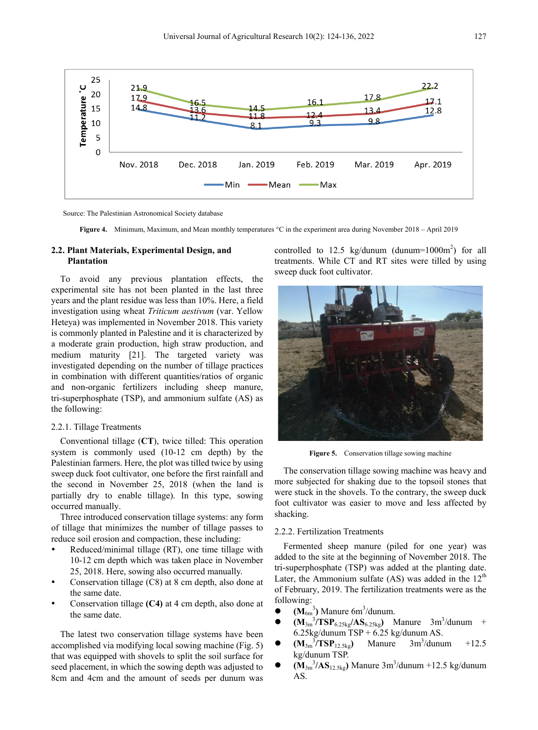Source: The Palestinian Astronomical Society database

**Figure 4.** Minimum, Maximum, and Mean monthly temperatures °C in the experiment area during November 2018 – April 2019

### 2.2. Plant Materials, Experimental Design, and Plantation

To avoid any previous plantation effects, the experimental site has not been planted in the last three years and the plant residue was less than 10%. Here, a field investigation using wheat *Triticum aestivum* (var. Yellow Heteya) was implemented in November 2018. This variety is commonly planted in Palestine and it is characterized by a moderate grain production, high straw production, and medium maturity [21]. The targeted variety was investigated depending on the number of tillage practices in combination with different quantities/ratios of organic and non-organic fertilizers including sheep manure, tri-superphosphate (TSP), and ammonium sulfate (AS) as the following:

#### 2.2.1. Tillage Treatments

Conventional tillage (**CT**), twice tilled: This operation system is commonly used (10-12 cm depth) by the Palestinian farmers. Here, the plot was tilled twice by using sweep duck foot cultivator, one before the first rainfall and the second in November 25, 2018 (when the land is partially dry to enable tillage). In this type, sowing occurred manually.

Three introduced conservation tillage systems: any form of tillage that minimizes the number of tillage passes to reduce soil erosion and compaction, these including:

- Reduced/minimal tillage (RT), one time tillage with 10-12 cm depth which was taken place in November 25, 2018. Here, sowing also occurred manually.
- Conservation tillage (C8) at 8 cm depth, also done at the same date.
- Conservation tillage **(C4)** at 4 cm depth, also done at the same date.

The latest two conservation tillage systems have been accomplished via modifying local sowing machine (Fig. 5) that was equipped with shovels to split the soil surface for seed placement, in which the sowing depth was adjusted to 8cm and 4cm and the amount of seeds per dunum was controlled to 12.5 kg/dunum (dunum=1000m$^2$) for all treatments. While CT and RT sites were tilled by using sweep duck foot cultivator.

**Figure 5.** Conservation tillage sowing machine

The conservation tillage sowing machine was heavy and more subjected for shaking due to the topsoil stones that were stuck in the shovels. To the contrary, the sweep duck foot cultivator was easier to move and less affected by shacking.

#### 2.2.2. Fertilization Treatments

Fermented sheep manure (piled for one year) was added to the site at the beginning of November 2018. The tri-superphosphate (TSP) was added at the planting date. Later, the Ammonium sulfate (AS) was added in the 12$^{th}$ of February, 2019. The fertilization treatments were as the following:

- **($M_{6m^3}$)** Manure 6m$^3$/dunum.
- **($M_{3m^3}$/$TSP_{6.25kg}$/$AS_{6.25kg}$)** Manure 3m$^3$/dunum + 6.25kg/dunum TSP + 6.25 kg/dunum AS.
- **($M_{3m^3}$/$TSP_{12.5kg}$)** Manure 3m$^3$/dunum +12.5 kg/dunum TSP.
- **($M_{3m^3}$/$AS_{12.5kg}$)** Manure 3m$^3$/dunum +12.5 kg/dunum AS.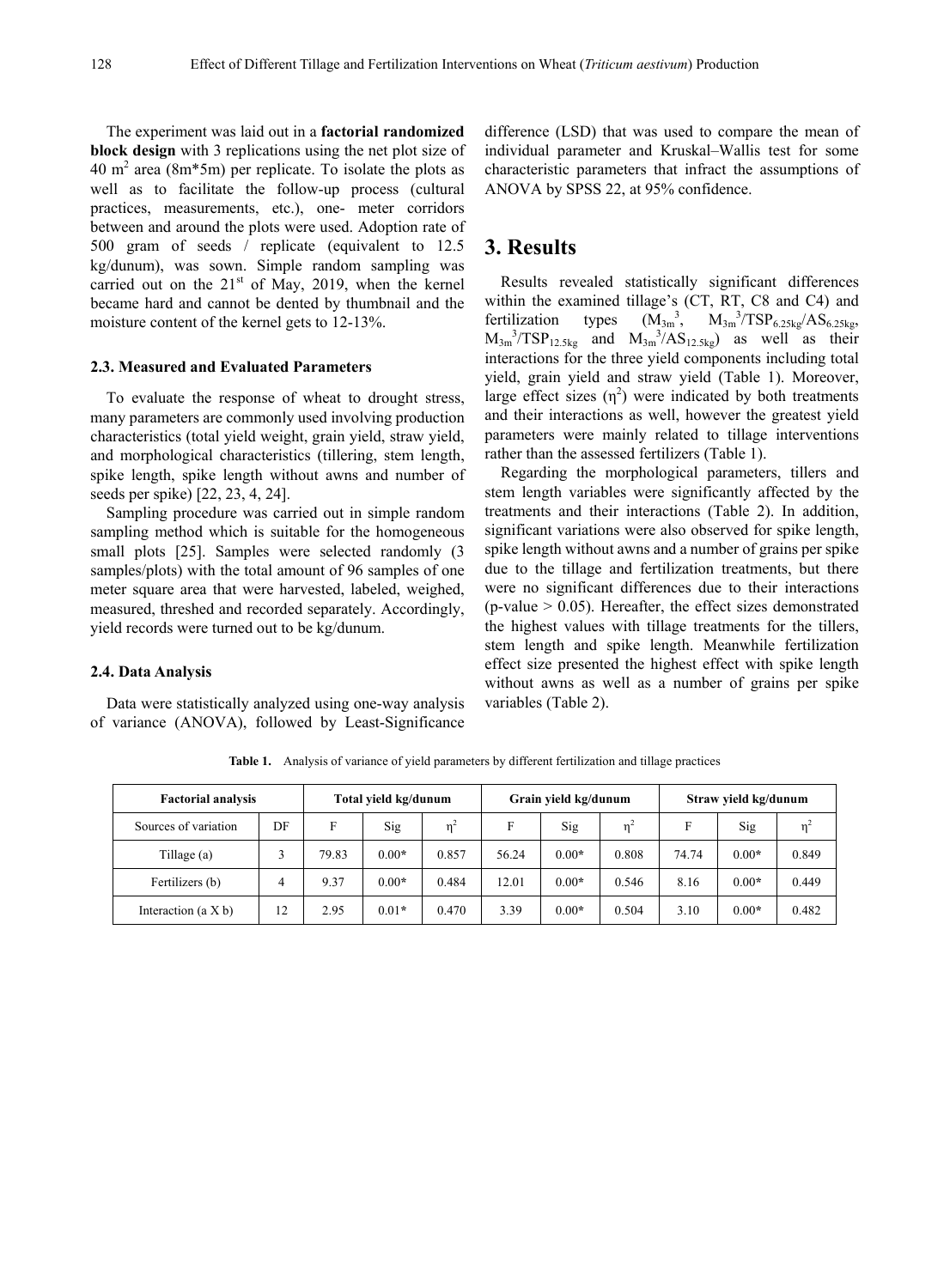The experiment was laid out in a **factorial randomized block design** with 3 replications using the net plot size of 40 $m^2$ area (8m*5m) per replicate. To isolate the plots as well as to facilitate the follow-up process (cultural practices, measurements, etc.), one- meter corridors between and around the plots were used. Adoption rate of 500 gram of seeds / replicate (equivalent to 12.5 kg/dunum), was sown. Simple random sampling was carried out on the 21st of May, 2019, when the kernel became hard and cannot be dented by thumbnail and the moisture content of the kernel gets to 12-13%.

### 2.3. Measured and Evaluated Parameters

To evaluate the response of wheat to drought stress, many parameters are commonly used involving production characteristics (total yield weight, grain yield, straw yield, and morphological characteristics (tillering, stem length, spike length, spike length without awns and number of seeds per spike) [22, 23, 4, 24].

Sampling procedure was carried out in simple random sampling method which is suitable for the homogeneous small plots [25]. Samples were selected randomly (3 samples/plots) with the total amount of 96 samples of one meter square area that were harvested, labeled, weighed, measured, threshed and recorded separately. Accordingly, yield records were turned out to be kg/dunum.

### 2.4. Data Analysis

Data were statistically analyzed using one-way analysis of variance (ANOVA), followed by Least-Significance difference (LSD) that was used to compare the mean of individual parameter and Kruskal–Wallis test for some characteristic parameters that infract the assumptions of ANOVA by SPSS 22, at 95% confidence.

## 3. Results

Results revealed statistically significant differences within the examined tillage's (CT, RT, C8 and C4) and fertilization types ($M_{3m}{}^3$, $M_{3m}{}^3/TSP_{6.25kg}/AS_{6.25kg}$, $M_{3m}{}^3/TSP_{12.5kg}$ and $M_{3m}{}^3/AS_{12.5kg}$) as well as their interactions for the three yield components including total yield, grain yield and straw yield (Table 1). Moreover, large effect sizes ($\eta^2$) were indicated by both treatments and their interactions as well, however the greatest yield parameters were mainly related to tillage interventions rather than the assessed fertilizers (Table 1).

Regarding the morphological parameters, tillers and stem length variables were significantly affected by the treatments and their interactions (Table 2). In addition, significant variations were also observed for spike length, spike length without awns and a number of grains per spike due to the tillage and fertilization treatments, but there were no significant differences due to their interactions (p-value > 0.05). Hereafter, the effect sizes demonstrated the highest values with tillage treatments for the tillers, stem length and spike length. Meanwhile fertilization effect size presented the highest effect with spike length without awns as well as a number of grains per spike variables (Table 2).

**Table 1.** Analysis of variance of yield parameters by different fertilization and tillage practices

| Factorial analysis | | Total yield kg/dunum | | | Grain yield kg/dunum | | | Straw yield kg/dunum | | |
|---|---|---|---|---|---|---|---|---|---|---|
| Sources of variation | DF | F | Sig | $\eta^2$ | F | Sig | $\eta^2$ | F | Sig | $\eta^2$ |
| Tillage (a) | 3 | 79.83 | 0.00* | 0.857 | 56.24 | 0.00* | 0.808 | 74.74 | 0.00* | 0.849 |
| Fertilizers (b) | 4 | 9.37 | 0.00* | 0.484 | 12.01 | 0.00* | 0.546 | 8.16 | 0.00* | 0.449 |
| Interaction (a X b) | 12 | 2.95 | 0.01* | 0.470 | 3.39 | 0.00* | 0.504 | 3.10 | 0.00* | 0.482 |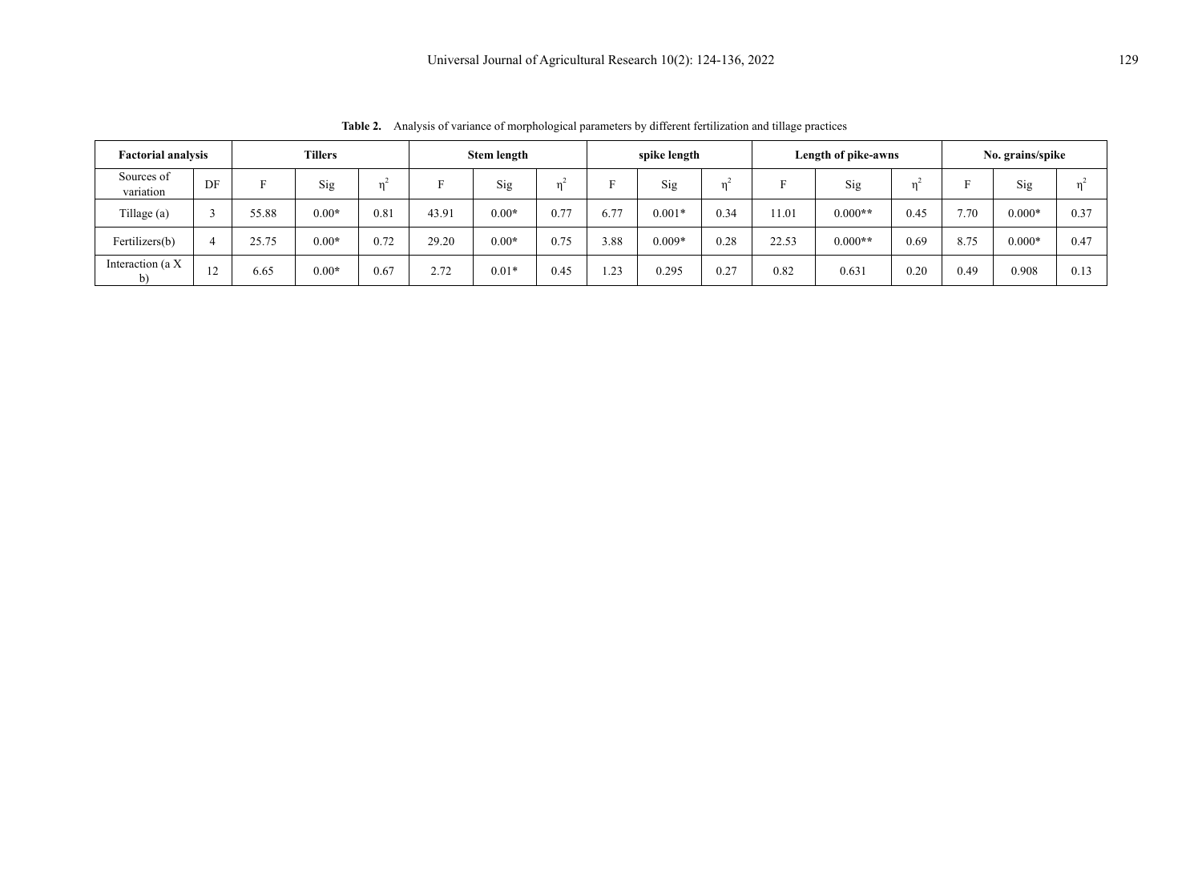**Table 2.** Analysis of variance of morphological parameters by different fertilization and tillage practices

| Factorial analysis | | Tillers | | | Stem length | | | spike length | | | Length of pike-awns | | | No. grains/spike | | |
|---|---|---|---|---|---|---|---|---|---|---|---|---|---|---|---|---|
| Sources of variation | DF | F | Sig | $\eta^2$ | F | Sig | $\eta^2$ | F | Sig | $\eta^2$ | F | Sig | $\eta^2$ | F | Sig | $\eta^2$ |
| Tillage (a) | 3 | 55.88 | 0.00* | 0.81 | 43.91 | 0.00* | 0.77 | 6.77 | 0.001* | 0.34 | 11.01 | 0.000** | 0.45 | 7.70 | 0.000* | 0.37 |
| Fertilizers(b) | 4 | 25.75 | 0.00* | 0.72 | 29.20 | 0.00* | 0.75 | 3.88 | 0.009* | 0.28 | 22.53 | 0.000** | 0.69 | 8.75 | 0.000* | 0.47 |
| Interaction (a X b) | 12 | 6.65 | 0.00* | 0.67 | 2.72 | 0.01* | 0.45 | 1.23 | 0.295 | 0.27 | 0.82 | 0.631 | 0.20 | 0.49 | 0.908 | 0.13 |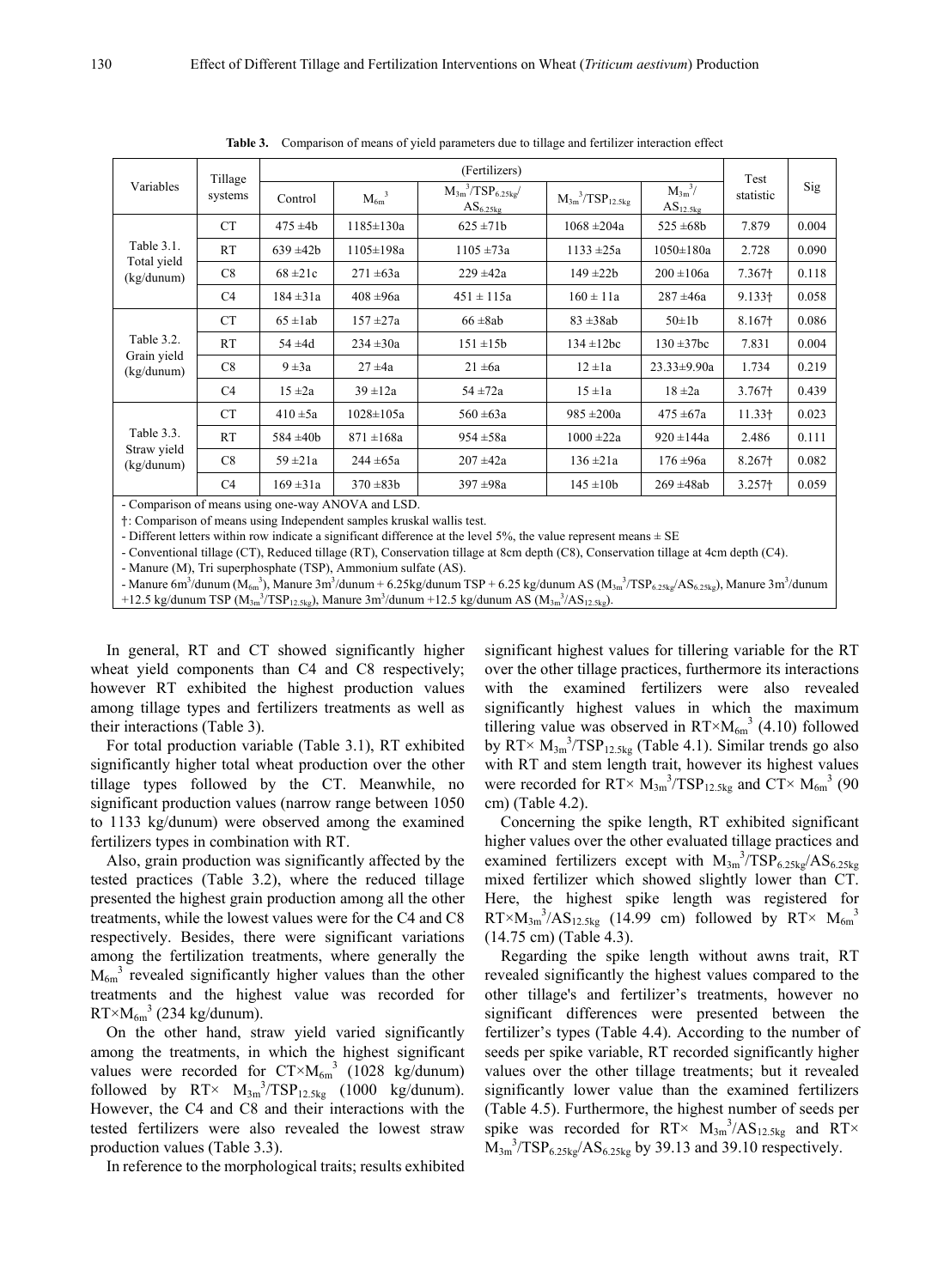**Table 3.** Comparison of means of yield parameters due to tillage and fertilizer interaction effect

| Variables | Tillage systems | (Fertilizers) Control | $M_{6m}{}^3$ | $M_{3m}{}^3/TSP_{6.25kg}/AS_{6.25kg}$ | $M_{3m}{}^3/TSP_{12.5kg}$ | $M_{3m}{}^3/AS_{12.5kg}$ | Test statistic | Sig |
|---|---|---|---|---|---|---|---|---|
| Table 3.1. Total yield (kg/dunum) | CT | 475 ±4b | 1185±130a | 625 ±71b | 1068 ±204a | 525 ±68b | 7.879 | 0.004 |
| | RT | 639 ±42b | 1105±198a | 1105 ±73a | 1133 ±25a | 1050±180a | 2.728 | 0.090 |
| | C8 | 68 ±21c | 271 ±63a | 229 ±42a | 149 ±22b | 200 ±106a | 7.367† | 0.118 |
| | C4 | 184 ±31a | 408 ±96a | 451 ± 115a | 160 ± 11a | 287 ±46a | 9.133† | 0.058 |
| Table 3.2. Grain yield (kg/dunum) | CT | 65 ±1ab | 157 ±27a | 66 ±8ab | 83 ±38ab | 50±1b | 8.167† | 0.086 |
| | RT | 54 ±4d | 234 ±30a | 151 ±15b | 134 ±12bc | 130 ±37bc | 7.831 | 0.004 |
| | C8 | 9 ±3a | 27 ±4a | 21 ±6a | 12 ±1a | 23.33±9.90a | 1.734 | 0.219 |
| | C4 | 15 ±2a | 39 ±12a | 54 ±72a | 15 ±1a | 18 ±2a | 3.767† | 0.439 |
| Table 3.3. Straw yield (kg/dunum) | CT | 410 ±5a | 1028±105a | 560 ±63a | 985 ±200a | 475 ±67a | 11.33† | 0.023 |
| | RT | 584 ±40b | 871 ±168a | 954 ±58a | 1000 ±22a | 920 ±144a | 2.486 | 0.111 |
| | C8 | 59 ±21a | 244 ±65a | 207 ±42a | 136 ±21a | 176 ±96a | 8.267† | 0.082 |
| | C4 | 169 ±31a | 370 ±83b | 397 ±98a | 145 ±10b | 269 ±48ab | 3.257† | 0.059 |

- Comparison of means using one-way ANOVA and LSD.

†: Comparison of means using Independent samples kruskal wallis test.

- Different letters within row indicate a significant difference at the level 5%, the value represent means ± SE

- Conventional tillage (CT), Reduced tillage (RT), Conservation tillage at 8cm depth (C8), Conservation tillage at 4cm depth (C4).

- Manure (M), Tri superphosphate (TSP), Ammonium sulfate (AS).

- Manure 6m$^3$/dunum ($M_{6m}{}^3$), Manure 3m$^3$/dunum + 6.25kg/dunum TSP + 6.25 kg/dunum AS ($M_{3m}{}^3/TSP_{6.25kg}/AS_{6.25kg}$), Manure 3m$^3$/dunum +12.5 kg/dunum TSP ($M_{3m}{}^3/TSP_{12.5kg}$), Manure 3m$^3$/dunum +12.5 kg/dunum AS ($M_{3m}{}^3/AS_{12.5kg}$).

In general, RT and CT showed significantly higher wheat yield components than C4 and C8 respectively; however RT exhibited the highest production values among tillage types and fertilizers treatments as well as their interactions (Table 3).

For total production variable (Table 3.1), RT exhibited significantly higher total wheat production over the other tillage types followed by the CT. Meanwhile, no significant production values (narrow range between 1050 to 1133 kg/dunum) were observed among the examined fertilizers types in combination with RT.

Also, grain production was significantly affected by the tested practices (Table 3.2), where the reduced tillage presented the highest grain production among all the other treatments, while the lowest values were for the C4 and C8 respectively. Besides, there were significant variations among the fertilization treatments, where generally the $M_{6m}{}^3$ revealed significantly higher values than the other treatments and the highest value was recorded for $RT{\times}M_{6m}{}^3$ (234 kg/dunum).

On the other hand, straw yield varied significantly among the treatments, in which the highest significant values were recorded for $CT{\times}M_{6m}{}^3$ (1028 kg/dunum) followed by RT× $M_{3m}{}^3/TSP_{12.5kg}$ (1000 kg/dunum). However, the C4 and C8 and their interactions with the tested fertilizers were also revealed the lowest straw production values (Table 3.3).

In reference to the morphological traits; results exhibited significant highest values for tillering variable for the RT over the other tillage practices, furthermore its interactions with the examined fertilizers were also revealed significantly highest values in which the maximum tillering value was observed in $RT{\times}M_{6m}{}^3$ (4.10) followed by RT× $M_{3m}{}^3/TSP_{12.5kg}$ (Table 4.1). Similar trends go also with RT and stem length trait, however its highest values were recorded for RT× $M_{3m}{}^3/TSP_{12.5kg}$ and CT× $M_{6m}{}^3$ (90 cm) (Table 4.2).

Concerning the spike length, RT exhibited significant higher values over the other evaluated tillage practices and examined fertilizers except with $M_{3m}{}^3/TSP_{6.25kg}/AS_{6.25kg}$ mixed fertilizer which showed slightly lower than CT. Here, the highest spike length was registered for $RT{\times}M_{3m}{}^3/AS_{12.5kg}$ (14.99 cm) followed by RT× $M_{6m}{}^3$ (14.75 cm) (Table 4.3).

Regarding the spike length without awns trait, RT revealed significantly the highest values compared to the other tillage's and fertilizer's treatments, however no significant differences were presented between the fertilizer's types (Table 4.4). According to the number of seeds per spike variable, RT recorded significantly higher values over the other tillage treatments; but it revealed significantly lower value than the examined fertilizers (Table 4.5). Furthermore, the highest number of seeds per spike was recorded for RT× $M_{3m}{}^3/AS_{12.5kg}$ and RT× $M_{3m}{}^3/TSP_{6.25kg}/AS_{6.25kg}$ by 39.13 and 39.10 respectively.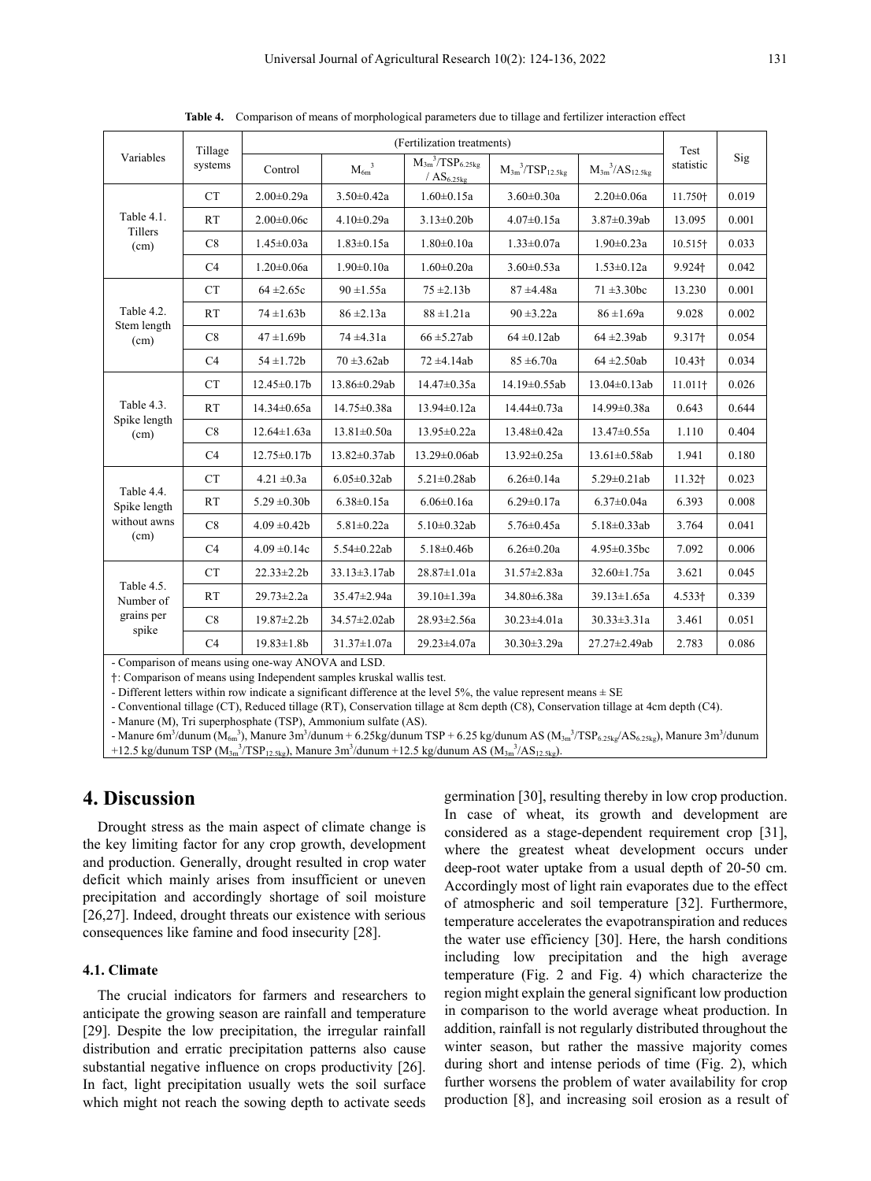**Table 4.** Comparison of means of morphological parameters due to tillage and fertilizer interaction effect

| Variables | Tillage systems | (Fertilization treatments) | | | | | Test statistic | Sig |
|---|---|---|---|---|---|---|---|---|
| | | Control | $M_{6m^3}$ | $M_{3m^3}/TSP_{6.25kg}$ / $AS_{6.25kg}$ | $M_{3m^3}/TSP_{12.5kg}$ | $M_{3m^3}/AS_{12.5kg}$ | | |
| Table 4.1. Tillers (cm) | CT | 2.00±0.29a | 3.50±0.42a | 1.60±0.15a | 3.60±0.30a | 2.20±0.06a | 11.750† | 0.019 |
| | RT | 2.00±0.06c | 4.10±0.29a | 3.13±0.20b | 4.07±0.15a | 3.87±0.39ab | 13.095 | 0.001 |
| | C8 | 1.45±0.03a | 1.83±0.15a | 1.80±0.10a | 1.33±0.07a | 1.90±0.23a | 10.515† | 0.033 |
| | C4 | 1.20±0.06a | 1.90±0.10a | 1.60±0.20a | 3.60±0.53a | 1.53±0.12a | 9.924† | 0.042 |
| Table 4.2. Stem length (cm) | CT | 64 ±2.65c | 90 ±1.55a | 75 ±2.13b | 87 ±4.48a | 71 ±3.30bc | 13.230 | 0.001 |
| | RT | 74 ±1.63b | 86 ±2.13a | 88 ±1.21a | 90 ±3.22a | 86 ±1.69a | 9.028 | 0.002 |
| | C8 | 47 ±1.69b | 74 ±4.31a | 66 ±5.27ab | 64 ±0.12ab | 64 ±2.39ab | 9.317† | 0.054 |
| | C4 | 54 ±1.72b | 70 ±3.62ab | 72 ±4.14ab | 85 ±6.70a | 64 ±2.50ab | 10.43† | 0.034 |
| Table 4.3. Spike length (cm) | CT | 12.45±0.17b | 13.86±0.29ab | 14.47±0.35a | 14.19±0.55ab | 13.04±0.13ab | 11.011† | 0.026 |
| | RT | 14.34±0.65a | 14.75±0.38a | 13.94±0.12a | 14.44±0.73a | 14.99±0.38a | 0.643 | 0.644 |
| | C8 | 12.64±1.63a | 13.81±0.50a | 13.95±0.22a | 13.48±0.42a | 13.47±0.55a | 1.110 | 0.404 |
| | C4 | 12.75±0.17b | 13.82±0.37ab | 13.29±0.06ab | 13.92±0.25a | 13.61±0.58ab | 1.941 | 0.180 |
| Table 4.4. Spike length without awns (cm) | CT | 4.21 ±0.3a | 6.05±0.32ab | 5.21±0.28ab | 6.26±0.14a | 5.29±0.21ab | 11.32† | 0.023 |
| | RT | 5.29 ±0.30b | 6.38±0.15a | 6.06±0.16a | 6.29±0.17a | 6.37±0.04a | 6.393 | 0.008 |
| | C8 | 4.09 ±0.42b | 5.81±0.22a | 5.10±0.32ab | 5.76±0.45a | 5.18±0.33ab | 3.764 | 0.041 |
| | C4 | 4.09 ±0.14c | 5.54±0.22ab | 5.18±0.46b | 6.26±0.20a | 4.95±0.35bc | 7.092 | 0.006 |
| Table 4.5. Number of grains per spike | CT | 22.33±2.2b | 33.13±3.17ab | 28.87±1.01a | 31.57±2.83a | 32.60±1.75a | 3.621 | 0.045 |
| | RT | 29.73±2.2a | 35.47±2.94a | 39.10±1.39a | 34.80±6.38a | 39.13±1.65a | 4.533† | 0.339 |
| | C8 | 19.87±2.2b | 34.57±2.02ab | 28.93±2.56a | 30.23±4.01a | 30.33±3.31a | 3.461 | 0.051 |
| | C4 | 19.83±1.8b | 31.37±1.07a | 29.23±4.07a | 30.30±3.29a | 27.27±2.49ab | 2.783 | 0.086 |

- Comparison of means using one-way ANOVA and LSD.

†: Comparison of means using Independent samples kruskal wallis test.

- Different letters within row indicate a significant difference at the level 5%, the value represent means ± SE

- Conventional tillage (CT), Reduced tillage (RT), Conservation tillage at 8cm depth (C8), Conservation tillage at 4cm depth (C4).

- Manure (M), Tri superphosphate (TSP), Ammonium sulfate (AS).

- Manure 6m³/dunum ($M_{6m^3}$), Manure 3m³/dunum + 6.25kg/dunum TSP + 6.25 kg/dunum AS ($M_{3m^3}/TSP_{6.25kg}/AS_{6.25kg}$), Manure 3m³/dunum +12.5 kg/dunum TSP ($M_{3m^3}/TSP_{12.5kg}$), Manure 3m³/dunum +12.5 kg/dunum AS ($M_{3m^3}/AS_{12.5kg}$).

# 4. Discussion

Drought stress as the main aspect of climate change is the key limiting factor for any crop growth, development and production. Generally, drought resulted in crop water deficit which mainly arises from insufficient or uneven precipitation and accordingly shortage of soil moisture [26,27]. Indeed, drought threats our existence with serious consequences like famine and food insecurity [28].

## 4.1. Climate

The crucial indicators for farmers and researchers to anticipate the growing season are rainfall and temperature [29]. Despite the low precipitation, the irregular rainfall distribution and erratic precipitation patterns also cause substantial negative influence on crops productivity [26]. In fact, light precipitation usually wets the soil surface which might not reach the sowing depth to activate seeds germination [30], resulting thereby in low crop production. In case of wheat, its growth and development are considered as a stage-dependent requirement crop [31], where the greatest wheat development occurs under deep-root water uptake from a usual depth of 20-50 cm. Accordingly most of light rain evaporates due to the effect of atmospheric and soil temperature [32]. Furthermore, temperature accelerates the evapotranspiration and reduces the water use efficiency [30]. Here, the harsh conditions including low precipitation and the high average temperature (Fig. 2 and Fig. 4) which characterize the region might explain the general significant low production in comparison to the world average wheat production. In addition, rainfall is not regularly distributed throughout the winter season, but rather the massive majority comes during short and intense periods of time (Fig. 2), which further worsens the problem of water availability for crop production [8], and increasing soil erosion as a result of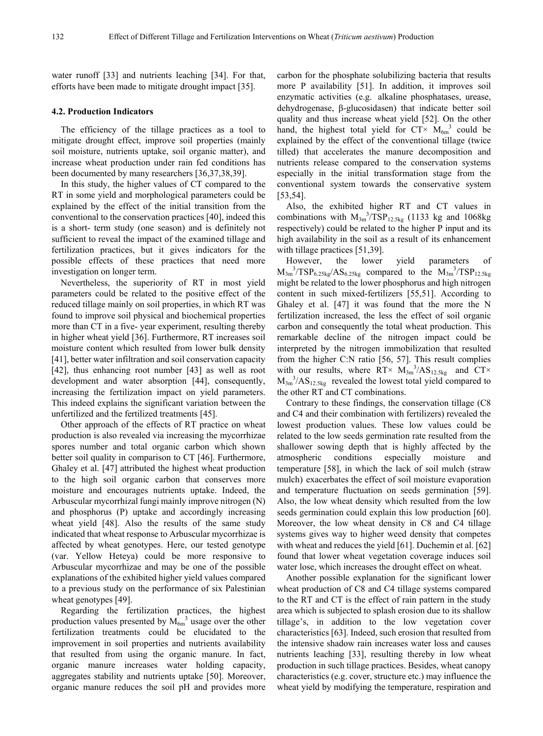water runoff [33] and nutrients leaching [34]. For that, efforts have been made to mitigate drought impact [35].

### 4.2. Production Indicators

The efficiency of the tillage practices as a tool to mitigate drought effect, improve soil properties (mainly soil moisture, nutrients uptake, soil organic matter), and increase wheat production under rain fed conditions has been documented by many researchers [36,37,38,39].

In this study, the higher values of CT compared to the RT in some yield and morphological parameters could be explained by the effect of the initial transition from the conventional to the conservation practices [40], indeed this is a short- term study (one season) and is definitely not sufficient to reveal the impact of the examined tillage and fertilization practices, but it gives indicators for the possible effects of these practices that need more investigation on longer term.

Nevertheless, the superiority of RT in most yield parameters could be related to the positive effect of the reduced tillage mainly on soil properties, in which RT was found to improve soil physical and biochemical properties more than CT in a five- year experiment, resulting thereby in higher wheat yield [36]. Furthermore, RT increases soil moisture content which resulted from lower bulk density [41], better water infiltration and soil conservation capacity [42], thus enhancing root number [43] as well as root development and water absorption [44], consequently, increasing the fertilization impact on yield parameters. This indeed explains the significant variation between the unfertilized and the fertilized treatments [45].

Other approach of the effects of RT practice on wheat production is also revealed via increasing the mycorrhizae spores number and total organic carbon which shown better soil quality in comparison to CT [46]. Furthermore, Ghaley et al. [47] attributed the highest wheat production to the high soil organic carbon that conserves more moisture and encourages nutrients uptake. Indeed, the Arbuscular mycorrhizal fungi mainly improve nitrogen (N) and phosphorus (P) uptake and accordingly increasing wheat yield [48]. Also the results of the same study indicated that wheat response to Arbuscular mycorrhizae is affected by wheat genotypes. Here, our tested genotype (var. Yellow Heteya) could be more responsive to Arbuscular mycorrhizae and may be one of the possible explanations of the exhibited higher yield values compared to a previous study on the performance of six Palestinian wheat genotypes [49].

Regarding the fertilization practices, the highest production values presented by $M_{6m}^{3}$ usage over the other fertilization treatments could be elucidated to the improvement in soil properties and nutrients availability that resulted from using the organic manure. In fact, organic manure increases water holding capacity, aggregates stability and nutrients uptake [50]. Moreover, organic manure reduces the soil pH and provides more carbon for the phosphate solubilizing bacteria that results more P availability [51]. In addition, it improves soil enzymatic activities (e.g. alkaline phosphatases, urease, dehydrogenase, β-glucosidasen) that indicate better soil quality and thus increase wheat yield [52]. On the other hand, the highest total yield for CT× $M_{6m}^{3}$ could be explained by the effect of the conventional tillage (twice tilled) that accelerates the manure decomposition and nutrients release compared to the conservation systems especially in the initial transformation stage from the conventional system towards the conservative system [53,54].

Also, the exhibited higher RT and CT values in combinations with $M_{3m}^{3}/TSP_{12.5kg}$ (1133 kg and 1068kg respectively) could be related to the higher P input and its high availability in the soil as a result of its enhancement with tillage practices [51,39].

However, the lower yield parameters of $M_{3m}^{3}/TSP_{6.25kg}/AS_{6.25kg}$ compared to the $M_{3m}^{3}/TSP_{12.5kg}$ might be related to the lower phosphorus and high nitrogen content in such mixed-fertilizers [55,51]. According to Ghaley et al. [47] it was found that the more the N fertilization increased, the less the effect of soil organic carbon and consequently the total wheat production. This remarkable decline of the nitrogen impact could be interpreted by the nitrogen immobilization that resulted from the higher C:N ratio [56, 57]. This result complies with our results, where RT× $M_{3m}^{3}/AS_{12.5kg}$ and CT× $M_{3m}^{3}/AS_{12.5kg}$ revealed the lowest total yield compared to the other RT and CT combinations.

Contrary to these findings, the conservation tillage (C8 and C4 and their combination with fertilizers) revealed the lowest production values. These low values could be related to the low seeds germination rate resulted from the shallower sowing depth that is highly affected by the atmospheric conditions especially moisture and temperature [58], in which the lack of soil mulch (straw mulch) exacerbates the effect of soil moisture evaporation and temperature fluctuation on seeds germination [59]. Also, the low wheat density which resulted from the low seeds germination could explain this low production [60]. Moreover, the low wheat density in C8 and C4 tillage systems gives way to higher weed density that competes with wheat and reduces the yield [61]. Duchemin et al. [62] found that lower wheat vegetation coverage induces soil water lose, which increases the drought effect on wheat.

Another possible explanation for the significant lower wheat production of C8 and C4 tillage systems compared to the RT and CT is the effect of rain pattern in the study area which is subjected to splash erosion due to its shallow tillage's, in addition to the low vegetation cover characteristics [63]. Indeed, such erosion that resulted from the intensive shadow rain increases water loss and causes nutrients leaching [33], resulting thereby in low wheat production in such tillage practices. Besides, wheat canopy characteristics (e.g. cover, structure etc.) may influence the wheat yield by modifying the temperature, respiration and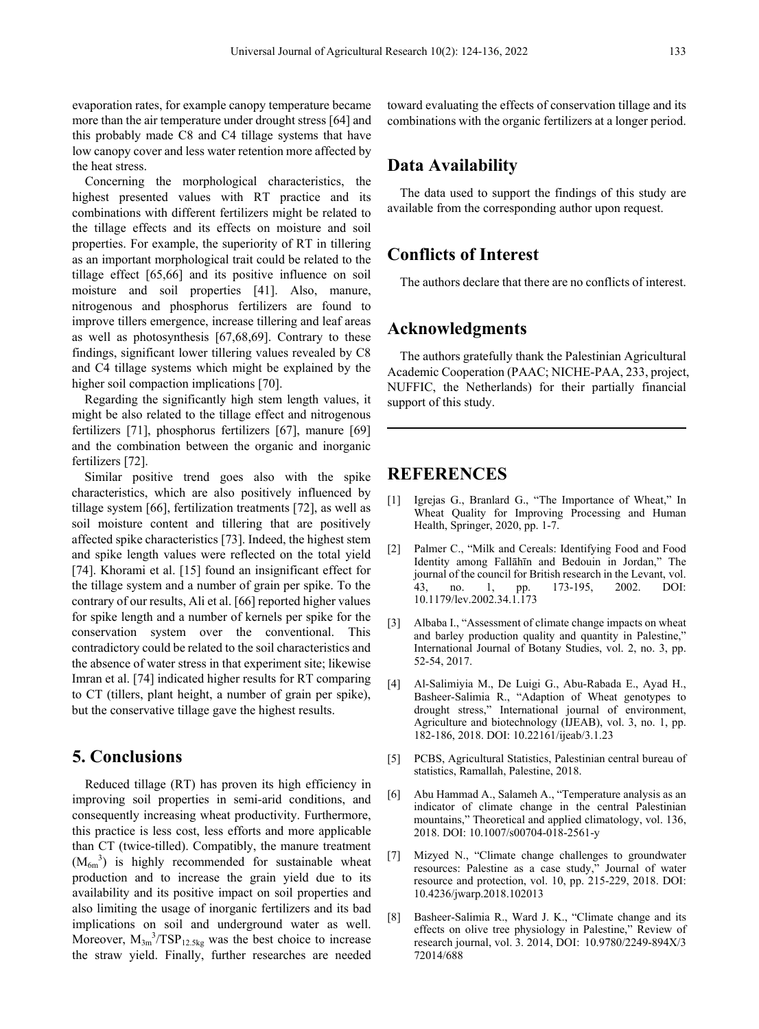evaporation rates, for example canopy temperature became more than the air temperature under drought stress [64] and this probably made C8 and C4 tillage systems that have low canopy cover and less water retention more affected by the heat stress.

Concerning the morphological characteristics, the highest presented values with RT practice and its combinations with different fertilizers might be related to the tillage effects and its effects on moisture and soil properties. For example, the superiority of RT in tillering as an important morphological trait could be related to the tillage effect [65,66] and its positive influence on soil moisture and soil properties [41]. Also, manure, nitrogenous and phosphorus fertilizers are found to improve tillers emergence, increase tillering and leaf areas as well as photosynthesis [67,68,69]. Contrary to these findings, significant lower tillering values revealed by C8 and C4 tillage systems which might be explained by the higher soil compaction implications [70].

Regarding the significantly high stem length values, it might be also related to the tillage effect and nitrogenous fertilizers [71], phosphorus fertilizers [67], manure [69] and the combination between the organic and inorganic fertilizers [72].

Similar positive trend goes also with the spike characteristics, which are also positively influenced by tillage system [66], fertilization treatments [72], as well as soil moisture content and tillering that are positively affected spike characteristics [73]. Indeed, the highest stem and spike length values were reflected on the total yield [74]. Khorami et al. [15] found an insignificant effect for the tillage system and a number of grain per spike. To the contrary of our results, Ali et al. [66] reported higher values for spike length and a number of kernels per spike for the conservation system over the conventional. This contradictory could be related to the soil characteristics and the absence of water stress in that experiment site; likewise Imran et al. [74] indicated higher results for RT comparing to CT (tillers, plant height, a number of grain per spike), but the conservative tillage gave the highest results.

# 5. Conclusions

Reduced tillage (RT) has proven its high efficiency in improving soil properties in semi-arid conditions, and consequently increasing wheat productivity. Furthermore, this practice is less cost, less efforts and more applicable than CT (twice-tilled). Compatibly, the manure treatment ($M_{6m}^3$) is highly recommended for sustainable wheat production and to increase the grain yield due to its availability and its positive impact on soil properties and also limiting the usage of inorganic fertilizers and its bad implications on soil and underground water as well. Moreover, $M_{3m}^3/TSP_{12.5kg}$ was the best choice to increase the straw yield. Finally, further researches are needed toward evaluating the effects of conservation tillage and its combinations with the organic fertilizers at a longer period.

# Data Availability

The data used to support the findings of this study are available from the corresponding author upon request.

# Conflicts of Interest

The authors declare that there are no conflicts of interest.

# Acknowledgments

The authors gratefully thank the Palestinian Agricultural Academic Cooperation (PAAC; NICHE-PAA, 233, project, NUFFIC, the Netherlands) for their partially financial support of this study.

# REFERENCES

[1] Igrejas G., Branlard G., "The Importance of Wheat," In Wheat Quality for Improving Processing and Human Health, Springer, 2020, pp. 1-7.

[2] Palmer C., "Milk and Cereals: Identifying Food and Food Identity among Fallāhīn and Bedouin in Jordan," The journal of the council for British research in the Levant, vol. 43, no. 1, pp. 173-195, 2002. DOI: 10.1179/lev.2002.34.1.173

[3] Albaba I., "Assessment of climate change impacts on wheat and barley production quality and quantity in Palestine," International Journal of Botany Studies, vol. 2, no. 3, pp. 52-54, 2017.

[4] Al-Salimiyia M., De Luigi G., Abu-Rabada E., Ayad H., Basheer-Salimia R., "Adaption of Wheat genotypes to drought stress," International journal of environment, Agriculture and biotechnology (IJEAB), vol. 3, no. 1, pp. 182-186, 2018. DOI: 10.22161/ijeab/3.1.23

[5] PCBS, Agricultural Statistics, Palestinian central bureau of statistics, Ramallah, Palestine, 2018.

[6] Abu Hammad A., Salameh A., "Temperature analysis as an indicator of climate change in the central Palestinian mountains," Theoretical and applied climatology, vol. 136, 2018. DOI: 10.1007/s00704-018-2561-y

[7] Mizyed N., "Climate change challenges to groundwater resources: Palestine as a case study," Journal of water resource and protection, vol. 10, pp. 215-229, 2018. DOI: 10.4236/jwarp.2018.102013

[8] Basheer-Salimia R., Ward J. K., "Climate change and its effects on olive tree physiology in Palestine," Review of research journal, vol. 3. 2014, DOI: 10.9780/2249-894X/3 72014/688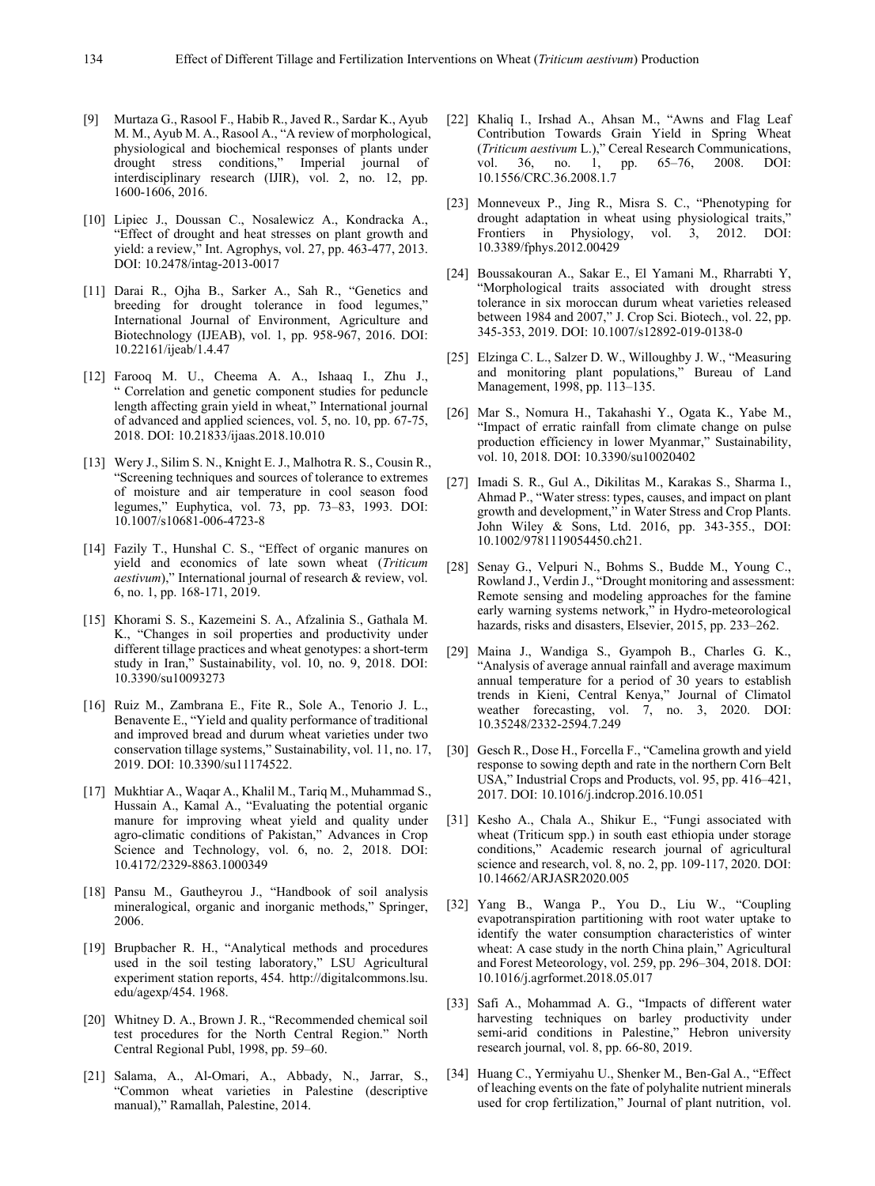[9] Murtaza G., Rasool F., Habib R., Javed R., Sardar K., Ayub M. M., Ayub M. A., Rasool A., "A review of morphological, physiological and biochemical responses of plants under drought stress conditions," Imperial journal of interdisciplinary research (IJIR), vol. 2, no. 12, pp. 1600-1606, 2016.

[10] Lipiec J., Doussan C., Nosalewicz A., Kondracka A., "Effect of drought and heat stresses on plant growth and yield: a review," Int. Agrophys, vol. 27, pp. 463-477, 2013. DOI: 10.2478/intag-2013-0017

[11] Darai R., Ojha B., Sarker A., Sah R., "Genetics and breeding for drought tolerance in food legumes," International Journal of Environment, Agriculture and Biotechnology (IJEAB), vol. 1, pp. 958-967, 2016. DOI: 10.22161/ijeab/1.4.47

[12] Farooq M. U., Cheema A. A., Ishaaq I., Zhu J., " Correlation and genetic component studies for peduncle length affecting grain yield in wheat," International journal of advanced and applied sciences, vol. 5, no. 10, pp. 67-75, 2018. DOI: 10.21833/ijaas.2018.10.010

[13] Wery J., Silim S. N., Knight E. J., Malhotra R. S., Cousin R., "Screening techniques and sources of tolerance to extremes of moisture and air temperature in cool season food legumes," Euphytica, vol. 73, pp. 73–83, 1993. DOI: 10.1007/s10681-006-4723-8

[14] Fazily T., Hunshal C. S., "Effect of organic manures on yield and economics of late sown wheat (*Triticum aestivum*)," International journal of research & review, vol. 6, no. 1, pp. 168-171, 2019.

[15] Khorami S. S., Kazemeini S. A., Afzalinia S., Gathala M. K., "Changes in soil properties and productivity under different tillage practices and wheat genotypes: a short-term study in Iran," Sustainability, vol. 10, no. 9, 2018. DOI: 10.3390/su10093273

[16] Ruiz M., Zambrana E., Fite R., Sole A., Tenorio J. L., Benavente E., "Yield and quality performance of traditional and improved bread and durum wheat varieties under two conservation tillage systems," Sustainability, vol. 11, no. 17, 2019. DOI: 10.3390/su11174522.

[17] Mukhtiar A., Waqar A., Khalil M., Tariq M., Muhammad S., Hussain A., Kamal A., "Evaluating the potential organic manure for improving wheat yield and quality under agro-climatic conditions of Pakistan," Advances in Crop Science and Technology, vol. 6, no. 2, 2018. DOI: 10.4172/2329-8863.1000349

[18] Pansu M., Gautheyrou J., "Handbook of soil analysis mineralogical, organic and inorganic methods," Springer, 2006.

[19] Brupbacher R. H., "Analytical methods and procedures used in the soil testing laboratory," LSU Agricultural experiment station reports, 454. http://digitalcommons.lsu.edu/agexp/454. 1968.

[20] Whitney D. A., Brown J. R., "Recommended chemical soil test procedures for the North Central Region." North Central Regional Publ, 1998, pp. 59–60.

[21] Salama, A., Al-Omari, A., Abbady, N., Jarrar, S., "Common wheat varieties in Palestine (descriptive manual)," Ramallah, Palestine, 2014.

[22] Khaliq I., Irshad A., Ahsan M., "Awns and Flag Leaf Contribution Towards Grain Yield in Spring Wheat (*Triticum aestivum* L.)," Cereal Research Communications, vol. 36, no. 1, pp. 65–76, 2008. DOI: 10.1556/CRC.36.2008.1.7

[23] Monneveux P., Jing R., Misra S. C., "Phenotyping for drought adaptation in wheat using physiological traits," Frontiers in Physiology, vol. 3, 2012. DOI: 10.3389/fphys.2012.00429

[24] Boussakouran A., Sakar E., El Yamani M., Rharrabti Y, "Morphological traits associated with drought stress tolerance in six moroccan durum wheat varieties released between 1984 and 2007," J. Crop Sci. Biotech., vol. 22, pp. 345-353, 2019. DOI: 10.1007/s12892-019-0138-0

[25] Elzinga C. L., Salzer D. W., Willoughby J. W., "Measuring and monitoring plant populations," Bureau of Land Management, 1998, pp. 113–135.

[26] Mar S., Nomura H., Takahashi Y., Ogata K., Yabe M., "Impact of erratic rainfall from climate change on pulse production efficiency in lower Myanmar," Sustainability, vol. 10, 2018. DOI: 10.3390/su10020402

[27] Imadi S. R., Gul A., Dikilitas M., Karakas S., Sharma I., Ahmad P., "Water stress: types, causes, and impact on plant growth and development," in Water Stress and Crop Plants. John Wiley & Sons, Ltd. 2016, pp. 343-355., DOI: 10.1002/9781119054450.ch21.

[28] Senay G., Velpuri N., Bohms S., Budde M., Young C., Rowland J., Verdin J., "Drought monitoring and assessment: Remote sensing and modeling approaches for the famine early warning systems network," in Hydro-meteorological hazards, risks and disasters, Elsevier, 2015, pp. 233–262.

[29] Maina J., Wandiga S., Gyampoh B., Charles G. K., "Analysis of average annual rainfall and average maximum annual temperature for a period of 30 years to establish trends in Kieni, Central Kenya," Journal of Climatol weather forecasting, vol. 7, no. 3, 2020. DOI: 10.35248/2332-2594.7.249

[30] Gesch R., Dose H., Forcella F., "Camelina growth and yield response to sowing depth and rate in the northern Corn Belt USA," Industrial Crops and Products, vol. 95, pp. 416–421, 2017. DOI: 10.1016/j.indcrop.2016.10.051

[31] Kesho A., Chala A., Shikur E., "Fungi associated with wheat (Triticum spp.) in south east ethiopia under storage conditions," Academic research journal of agricultural science and research, vol. 8, no. 2, pp. 109-117, 2020. DOI: 10.14662/ARJASR2020.005

[32] Yang B., Wanga P., You D., Liu W., "Coupling evapotranspiration partitioning with root water uptake to identify the water consumption characteristics of winter wheat: A case study in the north China plain," Agricultural and Forest Meteorology, vol. 259, pp. 296–304, 2018. DOI: 10.1016/j.agrformet.2018.05.017

[33] Safi A., Mohammad A. G., "Impacts of different water harvesting techniques on barley productivity under semi-arid conditions in Palestine," Hebron university research journal, vol. 8, pp. 66-80, 2019.

[34] Huang C., Yermiyahu U., Shenker M., Ben-Gal A., "Effect of leaching events on the fate of polyhalite nutrient minerals used for crop fertilization," Journal of plant nutrition, vol.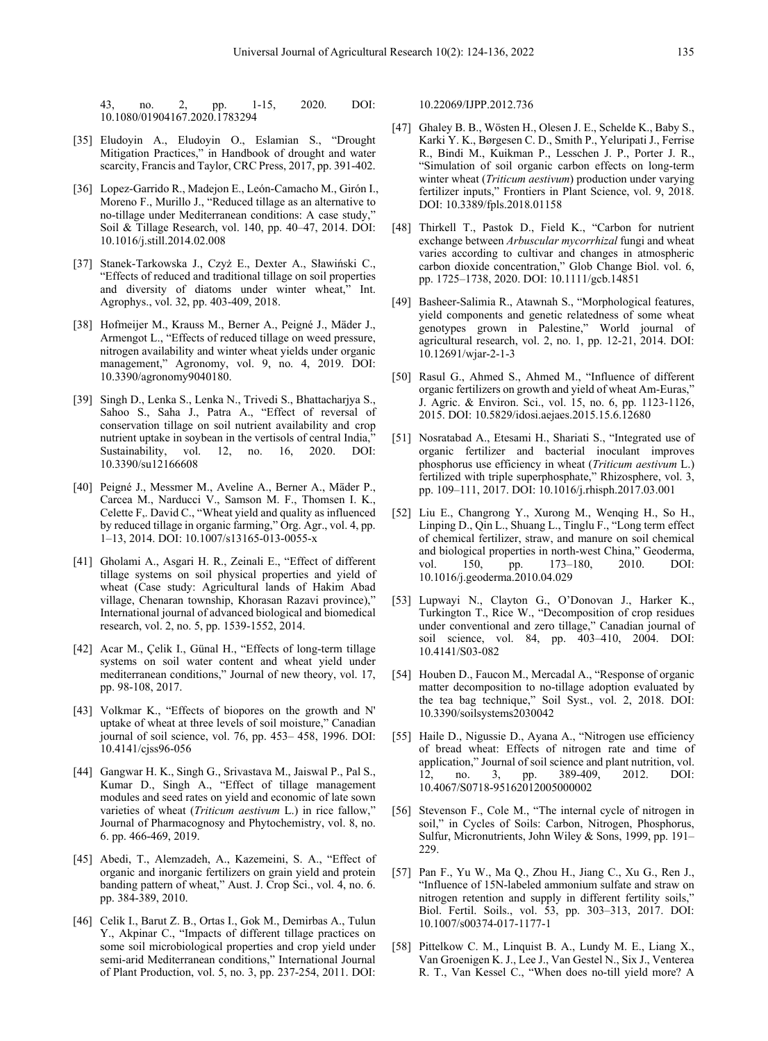43, no. 2, pp. 1-15, 2020. DOI: 10.1080/01904167.2020.1783294

[35] Eludoyin A., Eludoyin O., Eslamian S., "Drought Mitigation Practices," in Handbook of drought and water scarcity, Francis and Taylor, CRC Press, 2017, pp. 391-402.

[36] Lopez-Garrido R., Madejon E., León-Camacho M., Girón I., Moreno F., Murillo J., "Reduced tillage as an alternative to no-tillage under Mediterranean conditions: A case study," Soil & Tillage Research, vol. 140, pp. 40–47, 2014. DOI: 10.1016/j.still.2014.02.008

[37] Stanek-Tarkowska J., Czyż E., Dexter A., Sławiński C., "Effects of reduced and traditional tillage on soil properties and diversity of diatoms under winter wheat," Int. Agrophys., vol. 32, pp. 403-409, 2018.

[38] Hofmeijer M., Krauss M., Berner A., Peigné J., Mäder J., Armengot L., "Effects of reduced tillage on weed pressure, nitrogen availability and winter wheat yields under organic management," Agronomy, vol. 9, no. 4, 2019. DOI: 10.3390/agronomy9040180.

[39] Singh D., Lenka S., Lenka N., Trivedi S., Bhattacharjya S., Sahoo S., Saha J., Patra A., "Effect of reversal of conservation tillage on soil nutrient availability and crop nutrient uptake in soybean in the vertisols of central India," Sustainability, vol. 12, no. 16, 2020. DOI: 10.3390/su12166608

[40] Peigné J., Messmer M., Aveline A., Berner A., Mäder P., Carcea M., Narducci V., Samson M. F., Thomsen I. K., Celette F,. David C., "Wheat yield and quality as influenced by reduced tillage in organic farming," Org. Agr., vol. 4, pp. 1–13, 2014. DOI: 10.1007/s13165-013-0055-x

[41] Gholami A., Asgari H. R., Zeinali E., "Effect of different tillage systems on soil physical properties and yield of wheat (Case study: Agricultural lands of Hakim Abad village, Chenaran township, Khorasan Razavi province)," International journal of advanced biological and biomedical research, vol. 2, no. 5, pp. 1539-1552, 2014.

[42] Acar M., Çelik I., Günal H., "Effects of long-term tillage systems on soil water content and wheat yield under mediterranean conditions," Journal of new theory, vol. 17, pp. 98-108, 2017.

[43] Volkmar K., "Effects of biopores on the growth and N' uptake of wheat at three levels of soil moisture," Canadian journal of soil science, vol. 76, pp. 453– 458, 1996. DOI: 10.4141/cjss96-056

[44] Gangwar H. K., Singh G., Srivastava M., Jaiswal P., Pal S., Kumar D., Singh A., "Effect of tillage management modules and seed rates on yield and economic of late sown varieties of wheat (*Triticum aestivum* L.) in rice fallow," Journal of Pharmacognosy and Phytochemistry, vol. 8, no. 6. pp. 466-469, 2019.

[45] Abedi, T., Alemzadeh, A., Kazemeini, S. A., "Effect of organic and inorganic fertilizers on grain yield and protein banding pattern of wheat," Aust. J. Crop Sci., vol. 4, no. 6. pp. 384-389, 2010.

[46] Celik I., Barut Z. B., Ortas I., Gok M., Demirbas A., Tulun Y., Akpinar C., "Impacts of different tillage practices on some soil microbiological properties and crop yield under semi-arid Mediterranean conditions," International Journal of Plant Production, vol. 5, no. 3, pp. 237-254, 2011. DOI: 10.22069/IJPP.2012.736

[47] Ghaley B. B., Wösten H., Olesen J. E., Schelde K., Baby S., Karki Y. K., Børgesen C. D., Smith P., Yeluripati J., Ferrise R., Bindi M., Kuikman P., Lesschen J. P., Porter J. R., "Simulation of soil organic carbon effects on long-term winter wheat (*Triticum aestivum*) production under varying fertilizer inputs," Frontiers in Plant Science, vol. 9, 2018. DOI: 10.3389/fpls.2018.01158

[48] Thirkell T., Pastok D., Field K., "Carbon for nutrient exchange between *Arbuscular mycorrhizal* fungi and wheat varies according to cultivar and changes in atmospheric carbon dioxide concentration," Glob Change Biol. vol. 6, pp. 1725–1738, 2020. DOI: 10.1111/gcb.14851

[49] Basheer-Salimia R., Atawnah S., "Morphological features, yield components and genetic relatedness of some wheat genotypes grown in Palestine," World journal of agricultural research, vol. 2, no. 1, pp. 12-21, 2014. DOI: 10.12691/wjar-2-1-3

[50] Rasul G., Ahmed S., Ahmed M., "Influence of different organic fertilizers on growth and yield of wheat Am-Euras," J. Agric. & Environ. Sci., vol. 15, no. 6, pp. 1123-1126, 2015. DOI: 10.5829/idosi.aejaes.2015.15.6.12680

[51] Nosratabad A., Etesami H., Shariati S., "Integrated use of organic fertilizer and bacterial inoculant improves phosphorus use efficiency in wheat (*Triticum aestivum* L.) fertilized with triple superphosphate," Rhizosphere, vol. 3, pp. 109–111, 2017. DOI: 10.1016/j.rhisph.2017.03.001

[52] Liu E., Changrong Y., Xurong M., Wenqing H., So H., Linping D., Qin L., Shuang L., Tinglu F., "Long term effect of chemical fertilizer, straw, and manure on soil chemical and biological properties in north-west China," Geoderma, vol. 150, pp. 173–180, 2010. DOI: 10.1016/j.geoderma.2010.04.029

[53] Lupwayi N., Clayton G., O'Donovan J., Harker K., Turkington T., Rice W., "Decomposition of crop residues under conventional and zero tillage," Canadian journal of soil science, vol. 84, pp. 403–410, 2004. DOI: 10.4141/S03-082

[54] Houben D., Faucon M., Mercadal A., "Response of organic matter decomposition to no-tillage adoption evaluated by the tea bag technique," Soil Syst., vol. 2, 2018. DOI: 10.3390/soilsystems2030042

[55] Haile D., Nigussie D., Ayana A., "Nitrogen use efficiency of bread wheat: Effects of nitrogen rate and time of application," Journal of soil science and plant nutrition, vol. 12, no. 3, pp. 389-409, 2012. DOI: 10.4067/S0718-95162012005000002

[56] Stevenson F., Cole M., "The internal cycle of nitrogen in soil," in Cycles of Soils: Carbon, Nitrogen, Phosphorus, Sulfur, Micronutrients, John Wiley & Sons, 1999, pp. 191–229.

[57] Pan F., Yu W., Ma Q., Zhou H., Jiang C., Xu G., Ren J., "Influence of 15N-labeled ammonium sulfate and straw on nitrogen retention and supply in different fertility soils," Biol. Fertil. Soils., vol. 53, pp. 303–313, 2017. DOI: 10.1007/s00374-017-1177-1

[58] Pittelkow C. M., Linquist B. A., Lundy M. E., Liang X., Van Groenigen K. J., Lee J., Van Gestel N., Six J., Venterea R. T., Van Kessel C., "When does no-till yield more? A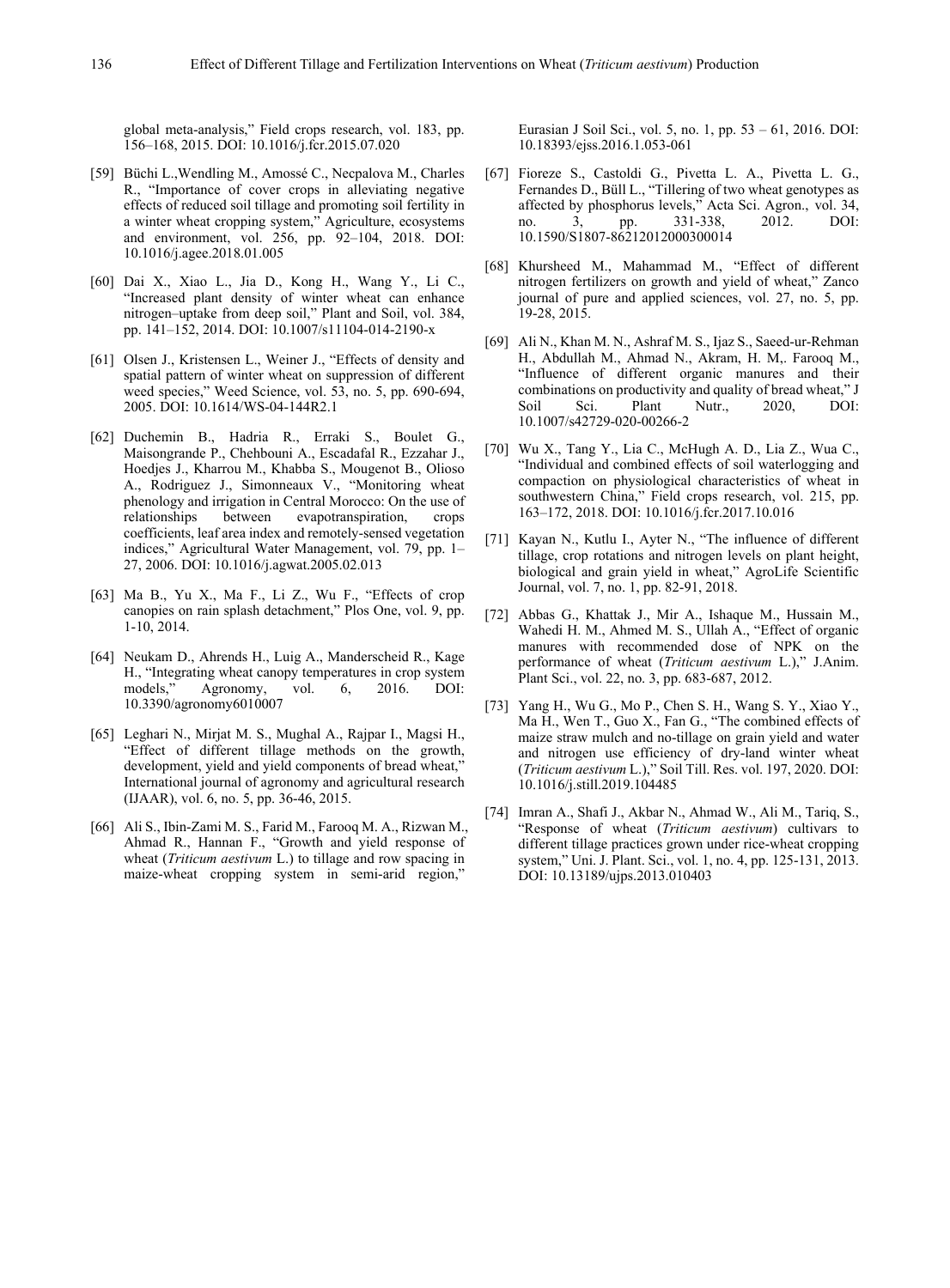global meta-analysis," Field crops research, vol. 183, pp. 156–168, 2015. DOI: 10.1016/j.fcr.2015.07.020

[59] Büchi L.,Wendling M., Amossé C., Necpalova M., Charles R., "Importance of cover crops in alleviating negative effects of reduced soil tillage and promoting soil fertility in a winter wheat cropping system," Agriculture, ecosystems and environment, vol. 256, pp. 92–104, 2018. DOI: 10.1016/j.agee.2018.01.005

[60] Dai X., Xiao L., Jia D., Kong H., Wang Y., Li C., "Increased plant density of winter wheat can enhance nitrogen–uptake from deep soil," Plant and Soil, vol. 384, pp. 141–152, 2014. DOI: 10.1007/s11104-014-2190-x

[61] Olsen J., Kristensen L., Weiner J., "Effects of density and spatial pattern of winter wheat on suppression of different weed species," Weed Science, vol. 53, no. 5, pp. 690-694, 2005. DOI: 10.1614/WS-04-144R2.1

[62] Duchemin B., Hadria R., Erraki S., Boulet G., Maisongrande P., Chehbouni A., Escadafal R., Ezzahar J., Hoedjes J., Kharrou M., Khabba S., Mougenot B., Olioso A., Rodriguez J., Simonneaux V., "Monitoring wheat phenology and irrigation in Central Morocco: On the use of relationships between evapotranspiration, crops coefficients, leaf area index and remotely-sensed vegetation indices," Agricultural Water Management, vol. 79, pp. 1–27, 2006. DOI: 10.1016/j.agwat.2005.02.013

[63] Ma B., Yu X., Ma F., Li Z., Wu F., "Effects of crop canopies on rain splash detachment," Plos One, vol. 9, pp. 1-10, 2014.

[64] Neukam D., Ahrends H., Luig A., Manderscheid R., Kage H., "Integrating wheat canopy temperatures in crop system models," Agronomy, vol. 6, 2016. DOI: 10.3390/agronomy6010007

[65] Leghari N., Mirjat M. S., Mughal A., Rajpar I., Magsi H., "Effect of different tillage methods on the growth, development, yield and yield components of bread wheat," International journal of agronomy and agricultural research (IJAAR), vol. 6, no. 5, pp. 36-46, 2015.

[66] Ali S., Ibin-Zami M. S., Farid M., Farooq M. A., Rizwan M., Ahmad R., Hannan F., "Growth and yield response of wheat (*Triticum aestivum* L.) to tillage and row spacing in maize-wheat cropping system in semi-arid region," Eurasian J Soil Sci., vol. 5, no. 1, pp. 53 – 61, 2016. DOI: 10.18393/ejss.2016.1.053-061

[67] Fioreze S., Castoldi G., Pivetta L. A., Pivetta L. G., Fernandes D., Büll L., "Tillering of two wheat genotypes as affected by phosphorus levels," Acta Sci. Agron., vol. 34, no. 3, pp. 331-338, 2012. DOI: 10.1590/S1807-86212012000300014

[68] Khursheed M., Mahammad M., "Effect of different nitrogen fertilizers on growth and yield of wheat," Zanco journal of pure and applied sciences, vol. 27, no. 5, pp. 19-28, 2015.

[69] Ali N., Khan M. N., Ashraf M. S., Ijaz S., Saeed-ur-Rehman H., Abdullah M., Ahmad N., Akram, H. M,. Farooq M., "Influence of different organic manures and their combinations on productivity and quality of bread wheat," J Soil Sci. Plant Nutr., 2020, DOI: 10.1007/s42729-020-00266-2

[70] Wu X., Tang Y., Lia C., McHugh A. D., Lia Z., Wua C., "Individual and combined effects of soil waterlogging and compaction on physiological characteristics of wheat in southwestern China," Field crops research, vol. 215, pp. 163–172, 2018. DOI: 10.1016/j.fcr.2017.10.016

[71] Kayan N., Kutlu I., Ayter N., "The influence of different tillage, crop rotations and nitrogen levels on plant height, biological and grain yield in wheat," AgroLife Scientific Journal, vol. 7, no. 1, pp. 82-91, 2018.

[72] Abbas G., Khattak J., Mir A., Ishaque M., Hussain M., Wahedi H. M., Ahmed M. S., Ullah A., "Effect of organic manures with recommended dose of NPK on the performance of wheat (*Triticum aestivum* L.)," J.Anim. Plant Sci., vol. 22, no. 3, pp. 683-687, 2012.

[73] Yang H., Wu G., Mo P., Chen S. H., Wang S. Y., Xiao Y., Ma H., Wen T., Guo X., Fan G., "The combined effects of maize straw mulch and no-tillage on grain yield and water and nitrogen use efficiency of dry-land winter wheat (*Triticum aestivum* L.)," Soil Till. Res. vol. 197, 2020. DOI: 10.1016/j.still.2019.104485

[74] Imran A., Shafi J., Akbar N., Ahmad W., Ali M., Tariq, S., "Response of wheat (*Triticum aestivum*) cultivars to different tillage practices grown under rice-wheat cropping system," Uni. J. Plant. Sci., vol. 1, no. 4, pp. 125-131, 2013. DOI: 10.13189/ujps.2013.010403